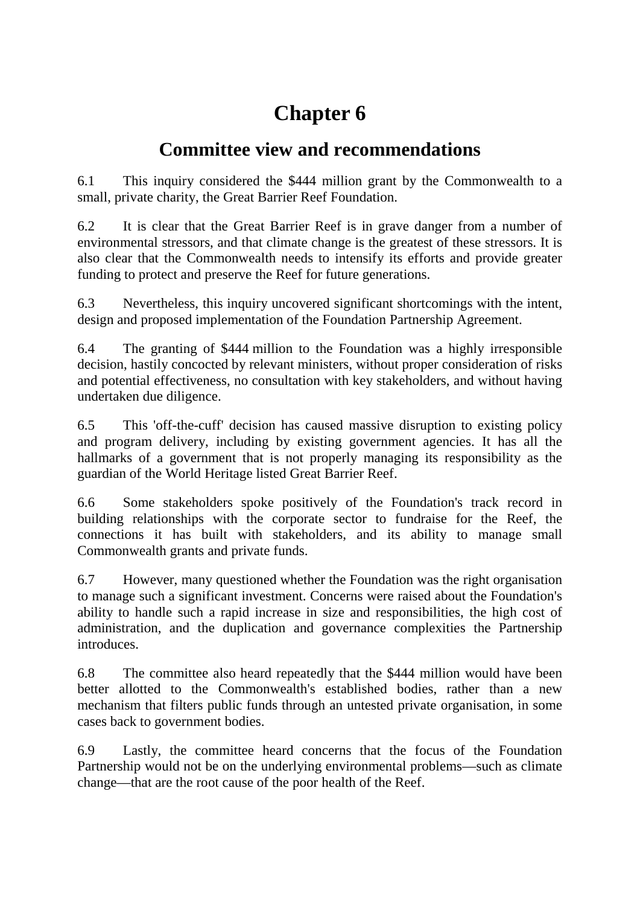# Chapter 6

## Committee view and recommendations

6.1 This inquiry considered the $444 million grant by the Commonwealth to a small, private charity, the Great Barrier Reef Foundation.

6.2 It is clear that the Great Barrier Reef is in grave danger from a number of environmental stressors, and that climate change is the greatest of these stressors. It is also clear that the Commonwealth needs to intensify its efforts and provide greater funding to protect and preserve the Reef for future generations.

6.3 Nevertheless, this inquiry uncovered significant shortcomings with the intent, design and proposed implementation of the Foundation Partnership Agreement.

6.4 The granting of $444 million to the Foundation was a highly irresponsible decision, hastily concocted by relevant ministers, without proper consideration of risks and potential effectiveness, no consultation with key stakeholders, and without having undertaken due diligence.

6.5 This 'off-the-cuff' decision has caused massive disruption to existing policy and program delivery, including by existing government agencies. It has all the hallmarks of a government that is not properly managing its responsibility as the guardian of the World Heritage listed Great Barrier Reef.

6.6 Some stakeholders spoke positively of the Foundation's track record in building relationships with the corporate sector to fundraise for the Reef, the connections it has built with stakeholders, and its ability to manage small Commonwealth grants and private funds.

6.7 However, many questioned whether the Foundation was the right organisation to manage such a significant investment. Concerns were raised about the Foundation's ability to handle such a rapid increase in size and responsibilities, the high cost of administration, and the duplication and governance complexities the Partnership introduces.

6.8 The committee also heard repeatedly that the $444 million would have been better allotted to the Commonwealth's established bodies, rather than a new mechanism that filters public funds through an untested private organisation, in some cases back to government bodies.

6.9 Lastly, the committee heard concerns that the focus of the Foundation Partnership would not be on the underlying environmental problems—such as climate change—that are the root cause of the poor health of the Reef.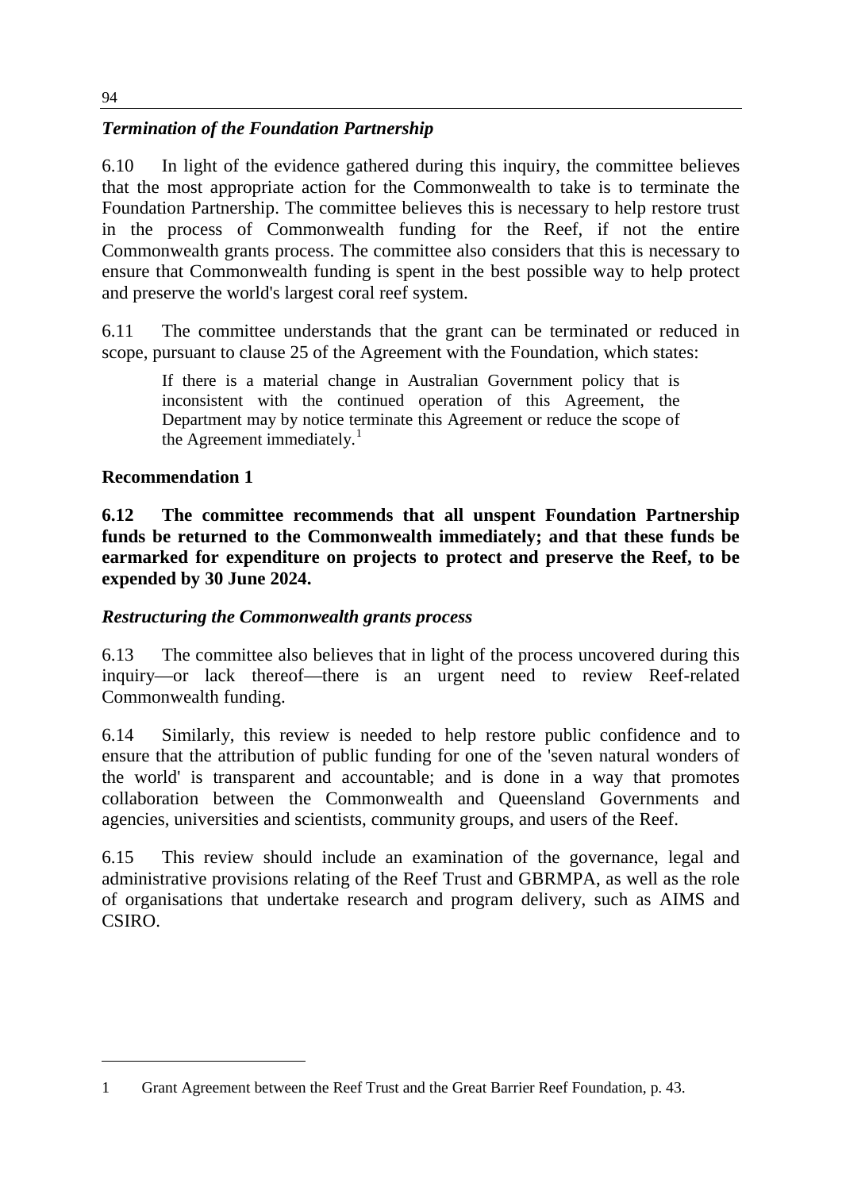### *Termination of the Foundation Partnership*

6.10 In light of the evidence gathered during this inquiry, the committee believes that the most appropriate action for the Commonwealth to take is to terminate the Foundation Partnership. The committee believes this is necessary to help restore trust in the process of Commonwealth funding for the Reef, if not the entire Commonwealth grants process. The committee also considers that this is necessary to ensure that Commonwealth funding is spent in the best possible way to help protect and preserve the world's largest coral reef system.

6.11 The committee understands that the grant can be terminated or reduced in scope, pursuant to clause 25 of the Agreement with the Foundation, which states:

> If there is a material change in Australian Government policy that is inconsistent with the continued operation of this Agreement, the Department may by notice terminate this Agreement or reduce the scope of the Agreement immediately.[1]

**Recommendation 1**

**6.12 The committee recommends that all unspent Foundation Partnership funds be returned to the Commonwealth immediately; and that these funds be earmarked for expenditure on projects to protect and preserve the Reef, to be expended by 30 June 2024.**

### *Restructuring the Commonwealth grants process*

6.13 The committee also believes that in light of the process uncovered during this inquiry—or lack thereof—there is an urgent need to review Reef-related Commonwealth funding.

6.14 Similarly, this review is needed to help restore public confidence and to ensure that the attribution of public funding for one of the 'seven natural wonders of the world' is transparent and accountable; and is done in a way that promotes collaboration between the Commonwealth and Queensland Governments and agencies, universities and scientists, community groups, and users of the Reef.

6.15 This review should include an examination of the governance, legal and administrative provisions relating of the Reef Trust and GBRMPA, as well as the role of organisations that undertake research and program delivery, such as AIMS and CSIRO.

---

1 Grant Agreement between the Reef Trust and the Great Barrier Reef Foundation, p. 43.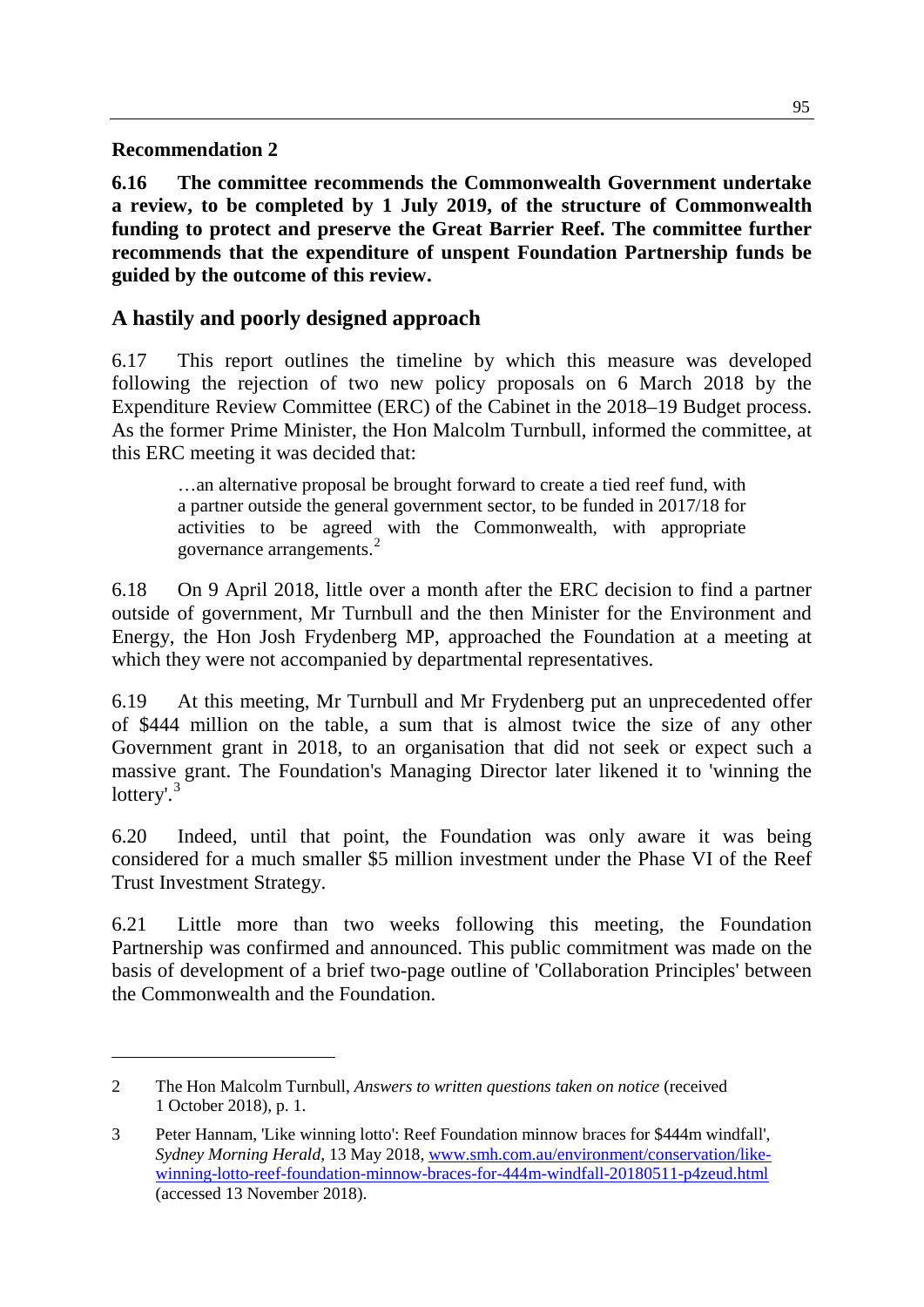**Recommendation 2**

**6.16 The committee recommends the Commonwealth Government undertake a review, to be completed by 1 July 2019, of the structure of Commonwealth funding to protect and preserve the Great Barrier Reef. The committee further recommends that the expenditure of unspent Foundation Partnership funds be guided by the outcome of this review.**

## A hastily and poorly designed approach

6.17 This report outlines the timeline by which this measure was developed following the rejection of two new policy proposals on 6 March 2018 by the Expenditure Review Committee (ERC) of the Cabinet in the 2018–19 Budget process. As the former Prime Minister, the Hon Malcolm Turnbull, informed the committee, at this ERC meeting it was decided that:

> …an alternative proposal be brought forward to create a tied reef fund, with a partner outside the general government sector, to be funded in 2017/18 for activities to be agreed with the Commonwealth, with appropriate governance arrangements.[2]

6.18 On 9 April 2018, little over a month after the ERC decision to find a partner outside of government, Mr Turnbull and the then Minister for the Environment and Energy, the Hon Josh Frydenberg MP, approached the Foundation at a meeting at which they were not accompanied by departmental representatives.

6.19 At this meeting, Mr Turnbull and Mr Frydenberg put an unprecedented offer of $444 million on the table, a sum that is almost twice the size of any other Government grant in 2018, to an organisation that did not seek or expect such a massive grant. The Foundation's Managing Director later likened it to 'winning the lottery'.[3]

6.20 Indeed, until that point, the Foundation was only aware it was being considered for a much smaller $5 million investment under the Phase VI of the Reef Trust Investment Strategy.

6.21 Little more than two weeks following this meeting, the Foundation Partnership was confirmed and announced. This public commitment was made on the basis of development of a brief two-page outline of 'Collaboration Principles' between the Commonwealth and the Foundation.

---

2 The Hon Malcolm Turnbull, *Answers to written questions taken on notice* (received 1 October 2018), p. 1.

3 Peter Hannam, 'Like winning lotto': Reef Foundation minnow braces for $444m windfall', *Sydney Morning Herald*, 13 May 2018, www.smh.com.au/environment/conservation/like-winning-lotto-reef-foundation-minnow-braces-for-444m-windfall-20180511-p4zeud.html (accessed 13 November 2018).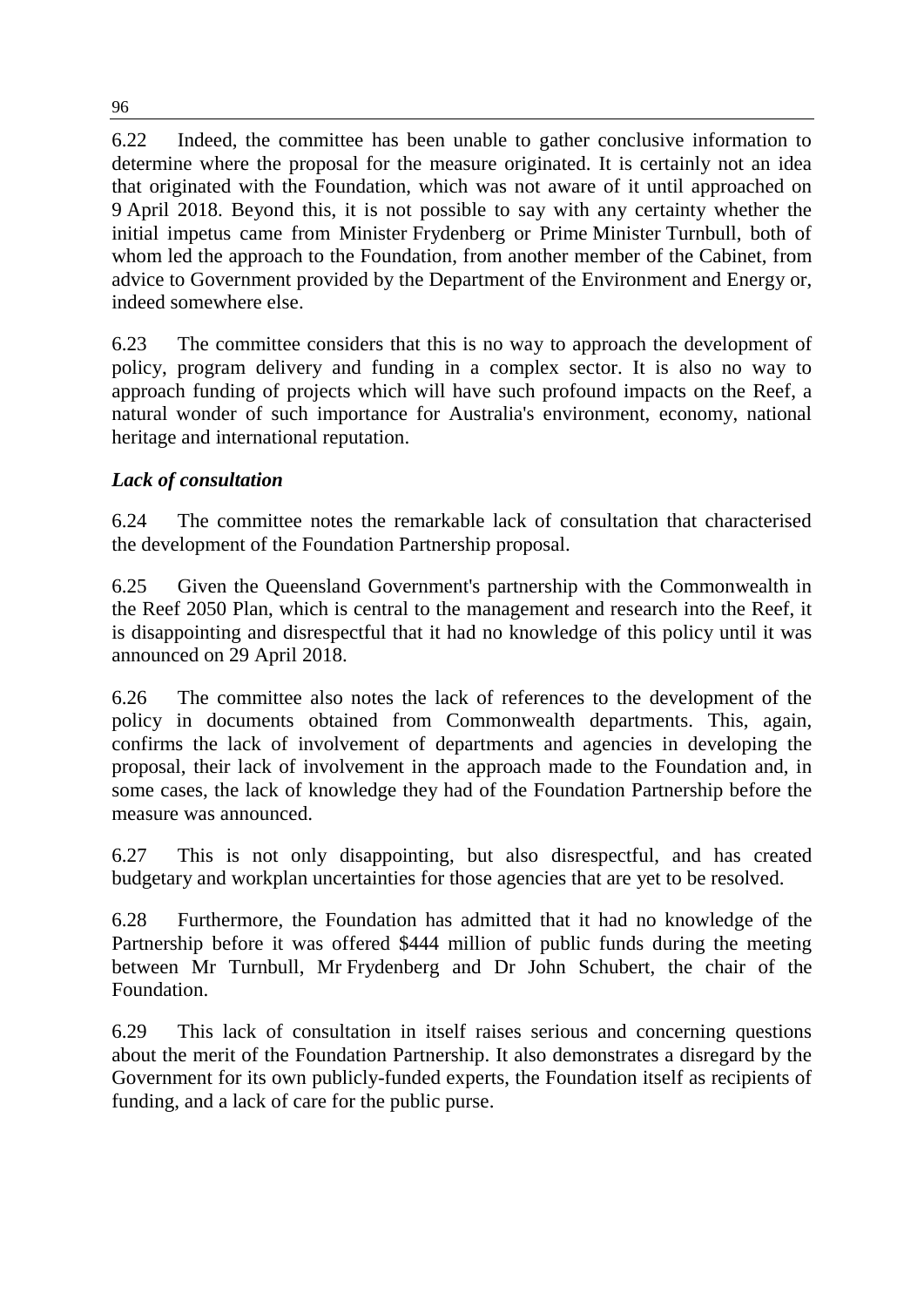6.22 Indeed, the committee has been unable to gather conclusive information to determine where the proposal for the measure originated. It is certainly not an idea that originated with the Foundation, which was not aware of it until approached on 9 April 2018. Beyond this, it is not possible to say with any certainty whether the initial impetus came from Minister Frydenberg or Prime Minister Turnbull, both of whom led the approach to the Foundation, from another member of the Cabinet, from advice to Government provided by the Department of the Environment and Energy or, indeed somewhere else.

6.23 The committee considers that this is no way to approach the development of policy, program delivery and funding in a complex sector. It is also no way to approach funding of projects which will have such profound impacts on the Reef, a natural wonder of such importance for Australia's environment, economy, national heritage and international reputation.

### *Lack of consultation*

6.24 The committee notes the remarkable lack of consultation that characterised the development of the Foundation Partnership proposal.

6.25 Given the Queensland Government's partnership with the Commonwealth in the Reef 2050 Plan, which is central to the management and research into the Reef, it is disappointing and disrespectful that it had no knowledge of this policy until it was announced on 29 April 2018.

6.26 The committee also notes the lack of references to the development of the policy in documents obtained from Commonwealth departments. This, again, confirms the lack of involvement of departments and agencies in developing the proposal, their lack of involvement in the approach made to the Foundation and, in some cases, the lack of knowledge they had of the Foundation Partnership before the measure was announced.

6.27 This is not only disappointing, but also disrespectful, and has created budgetary and workplan uncertainties for those agencies that are yet to be resolved.

6.28 Furthermore, the Foundation has admitted that it had no knowledge of the Partnership before it was offered $444 million of public funds during the meeting between Mr Turnbull, Mr Frydenberg and Dr John Schubert, the chair of the Foundation.

6.29 This lack of consultation in itself raises serious and concerning questions about the merit of the Foundation Partnership. It also demonstrates a disregard by the Government for its own publicly-funded experts, the Foundation itself as recipients of funding, and a lack of care for the public purse.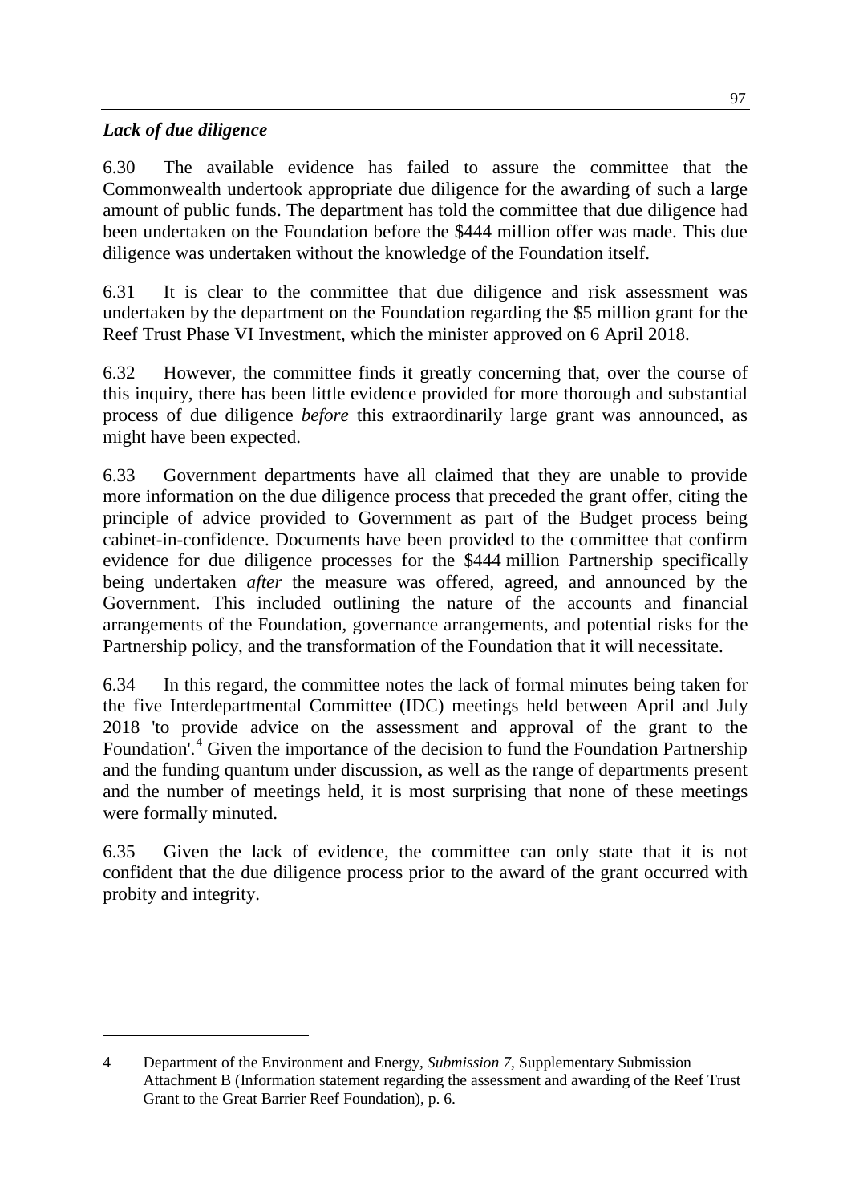### *Lack of due diligence*

6.30 The available evidence has failed to assure the committee that the Commonwealth undertook appropriate due diligence for the awarding of such a large amount of public funds. The department has told the committee that due diligence had been undertaken on the Foundation before the $444 million offer was made. This due diligence was undertaken without the knowledge of the Foundation itself.

6.31 It is clear to the committee that due diligence and risk assessment was undertaken by the department on the Foundation regarding the $5 million grant for the Reef Trust Phase VI Investment, which the minister approved on 6 April 2018.

6.32 However, the committee finds it greatly concerning that, over the course of this inquiry, there has been little evidence provided for more thorough and substantial process of due diligence *before* this extraordinarily large grant was announced, as might have been expected.

6.33 Government departments have all claimed that they are unable to provide more information on the due diligence process that preceded the grant offer, citing the principle of advice provided to Government as part of the Budget process being cabinet-in-confidence. Documents have been provided to the committee that confirm evidence for due diligence processes for the $444 million Partnership specifically being undertaken *after* the measure was offered, agreed, and announced by the Government. This included outlining the nature of the accounts and financial arrangements of the Foundation, governance arrangements, and potential risks for the Partnership policy, and the transformation of the Foundation that it will necessitate.

6.34 In this regard, the committee notes the lack of formal minutes being taken for the five Interdepartmental Committee (IDC) meetings held between April and July 2018 'to provide advice on the assessment and approval of the grant to the Foundation'.[4] Given the importance of the decision to fund the Foundation Partnership and the funding quantum under discussion, as well as the range of departments present and the number of meetings held, it is most surprising that none of these meetings were formally minuted.

6.35 Given the lack of evidence, the committee can only state that it is not confident that the due diligence process prior to the award of the grant occurred with probity and integrity.

---

4 Department of the Environment and Energy, *Submission 7*, Supplementary Submission Attachment B (Information statement regarding the assessment and awarding of the Reef Trust Grant to the Great Barrier Reef Foundation), p. 6.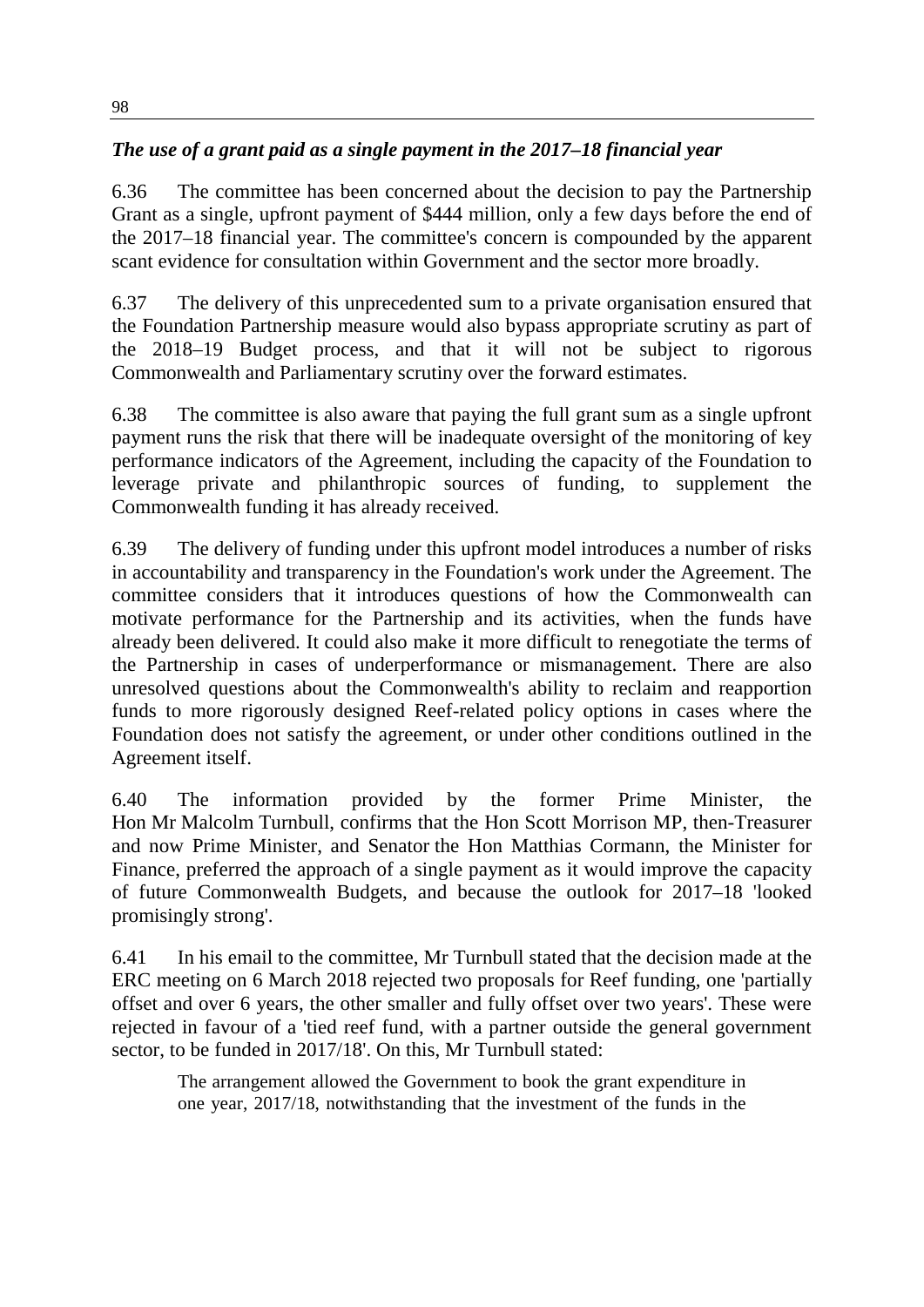### *The use of a grant paid as a single payment in the 2017–18 financial year*

6.36 The committee has been concerned about the decision to pay the Partnership Grant as a single, upfront payment of $444 million, only a few days before the end of the 2017–18 financial year. The committee's concern is compounded by the apparent scant evidence for consultation within Government and the sector more broadly.

6.37 The delivery of this unprecedented sum to a private organisation ensured that the Foundation Partnership measure would also bypass appropriate scrutiny as part of the 2018–19 Budget process, and that it will not be subject to rigorous Commonwealth and Parliamentary scrutiny over the forward estimates.

6.38 The committee is also aware that paying the full grant sum as a single upfront payment runs the risk that there will be inadequate oversight of the monitoring of key performance indicators of the Agreement, including the capacity of the Foundation to leverage private and philanthropic sources of funding, to supplement the Commonwealth funding it has already received.

6.39 The delivery of funding under this upfront model introduces a number of risks in accountability and transparency in the Foundation's work under the Agreement. The committee considers that it introduces questions of how the Commonwealth can motivate performance for the Partnership and its activities, when the funds have already been delivered. It could also make it more difficult to renegotiate the terms of the Partnership in cases of underperformance or mismanagement. There are also unresolved questions about the Commonwealth's ability to reclaim and reapportion funds to more rigorously designed Reef-related policy options in cases where the Foundation does not satisfy the agreement, or under other conditions outlined in the Agreement itself.

6.40 The information provided by the former Prime Minister, the Hon Mr Malcolm Turnbull, confirms that the Hon Scott Morrison MP, then-Treasurer and now Prime Minister, and Senator the Hon Matthias Cormann, the Minister for Finance, preferred the approach of a single payment as it would improve the capacity of future Commonwealth Budgets, and because the outlook for 2017–18 'looked promisingly strong'.

6.41 In his email to the committee, Mr Turnbull stated that the decision made at the ERC meeting on 6 March 2018 rejected two proposals for Reef funding, one 'partially offset and over 6 years, the other smaller and fully offset over two years'. These were rejected in favour of a 'tied reef fund, with a partner outside the general government sector, to be funded in 2017/18'. On this, Mr Turnbull stated:

> The arrangement allowed the Government to book the grant expenditure in one year, 2017/18, notwithstanding that the investment of the funds in the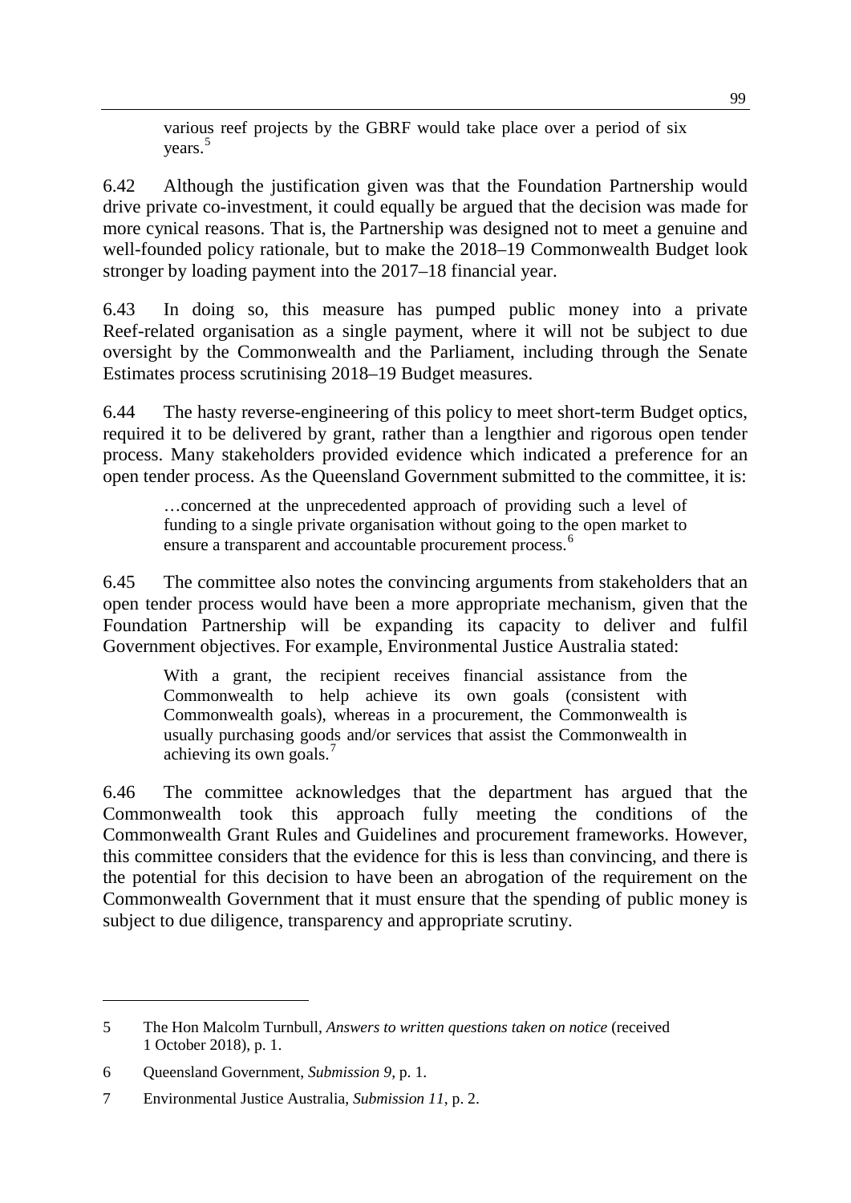various reef projects by the GBRF would take place over a period of six years.[5]

6.42 Although the justification given was that the Foundation Partnership would drive private co-investment, it could equally be argued that the decision was made for more cynical reasons. That is, the Partnership was designed not to meet a genuine and well-founded policy rationale, but to make the 2018–19 Commonwealth Budget look stronger by loading payment into the 2017–18 financial year.

6.43 In doing so, this measure has pumped public money into a private Reef-related organisation as a single payment, where it will not be subject to due oversight by the Commonwealth and the Parliament, including through the Senate Estimates process scrutinising 2018–19 Budget measures.

6.44 The hasty reverse-engineering of this policy to meet short-term Budget optics, required it to be delivered by grant, rather than a lengthier and rigorous open tender process. Many stakeholders provided evidence which indicated a preference for an open tender process. As the Queensland Government submitted to the committee, it is:

> …concerned at the unprecedented approach of providing such a level of funding to a single private organisation without going to the open market to ensure a transparent and accountable procurement process.[6]

6.45 The committee also notes the convincing arguments from stakeholders that an open tender process would have been a more appropriate mechanism, given that the Foundation Partnership will be expanding its capacity to deliver and fulfil Government objectives. For example, Environmental Justice Australia stated:

> With a grant, the recipient receives financial assistance from the Commonwealth to help achieve its own goals (consistent with Commonwealth goals), whereas in a procurement, the Commonwealth is usually purchasing goods and/or services that assist the Commonwealth in achieving its own goals.[7]

6.46 The committee acknowledges that the department has argued that the Commonwealth took this approach fully meeting the conditions of the Commonwealth Grant Rules and Guidelines and procurement frameworks. However, this committee considers that the evidence for this is less than convincing, and there is the potential for this decision to have been an abrogation of the requirement on the Commonwealth Government that it must ensure that the spending of public money is subject to due diligence, transparency and appropriate scrutiny.

---

5 The Hon Malcolm Turnbull, *Answers to written questions taken on notice* (received 1 October 2018), p. 1.

6 Queensland Government, *Submission 9*, p. 1.

7 Environmental Justice Australia, *Submission 11*, p. 2.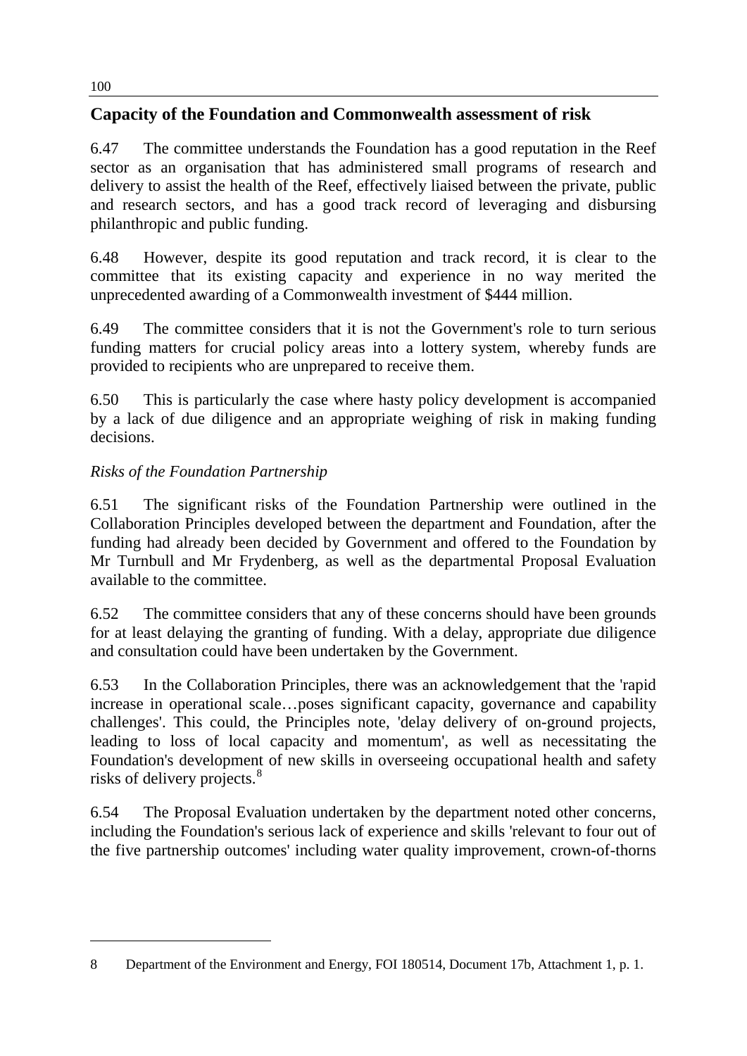## Capacity of the Foundation and Commonwealth assessment of risk

6.47 The committee understands the Foundation has a good reputation in the Reef sector as an organisation that has administered small programs of research and delivery to assist the health of the Reef, effectively liaised between the private, public and research sectors, and has a good track record of leveraging and disbursing philanthropic and public funding.

6.48 However, despite its good reputation and track record, it is clear to the committee that its existing capacity and experience in no way merited the unprecedented awarding of a Commonwealth investment of $444 million.

6.49 The committee considers that it is not the Government's role to turn serious funding matters for crucial policy areas into a lottery system, whereby funds are provided to recipients who are unprepared to receive them.

6.50 This is particularly the case where hasty policy development is accompanied by a lack of due diligence and an appropriate weighing of risk in making funding decisions.

### *Risks of the Foundation Partnership*

6.51 The significant risks of the Foundation Partnership were outlined in the Collaboration Principles developed between the department and Foundation, after the funding had already been decided by Government and offered to the Foundation by Mr Turnbull and Mr Frydenberg, as well as the departmental Proposal Evaluation available to the committee.

6.52 The committee considers that any of these concerns should have been grounds for at least delaying the granting of funding. With a delay, appropriate due diligence and consultation could have been undertaken by the Government.

6.53 In the Collaboration Principles, there was an acknowledgement that the 'rapid increase in operational scale…poses significant capacity, governance and capability challenges'. This could, the Principles note, 'delay delivery of on-ground projects, leading to loss of local capacity and momentum', as well as necessitating the Foundation's development of new skills in overseeing occupational health and safety risks of delivery projects.[8]

6.54 The Proposal Evaluation undertaken by the department noted other concerns, including the Foundation's serious lack of experience and skills 'relevant to four out of the five partnership outcomes' including water quality improvement, crown-of-thorns

---

8 Department of the Environment and Energy, FOI 180514, Document 17b, Attachment 1, p. 1.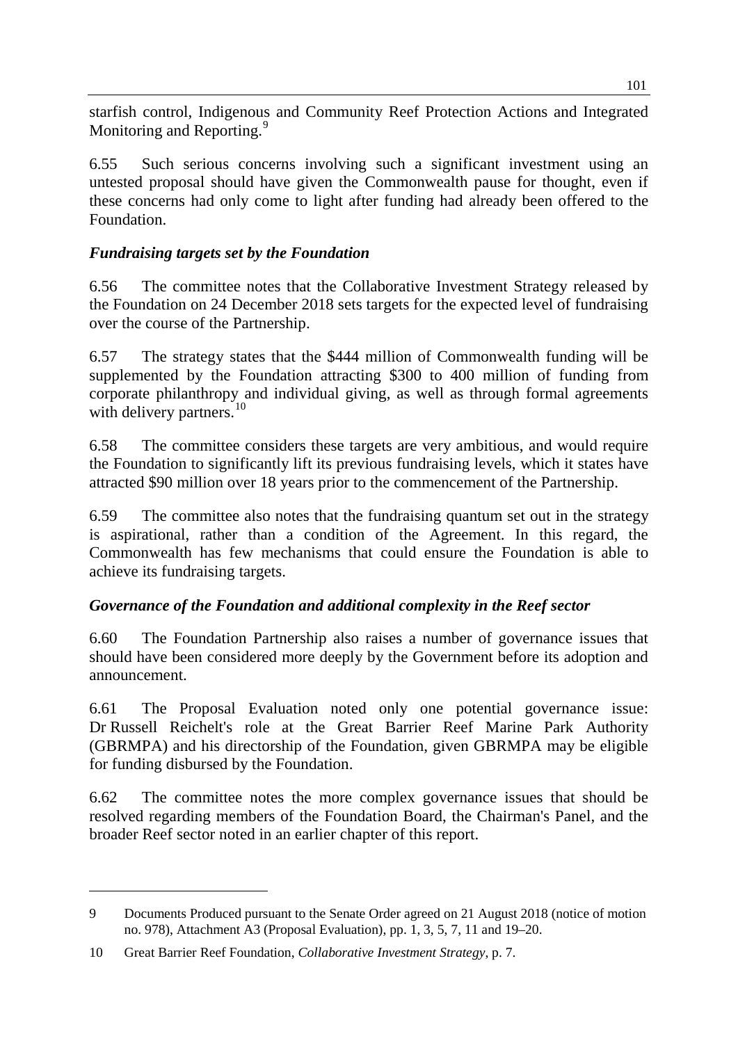starfish control, Indigenous and Community Reef Protection Actions and Integrated Monitoring and Reporting.[9]

6.55 Such serious concerns involving such a significant investment using an untested proposal should have given the Commonwealth pause for thought, even if these concerns had only come to light after funding had already been offered to the Foundation.

### *Fundraising targets set by the Foundation*

6.56 The committee notes that the Collaborative Investment Strategy released by the Foundation on 24 December 2018 sets targets for the expected level of fundraising over the course of the Partnership.

6.57 The strategy states that the \$444 million of Commonwealth funding will be supplemented by the Foundation attracting \$300 to 400 million of funding from corporate philanthropy and individual giving, as well as through formal agreements with delivery partners.[10]

6.58 The committee considers these targets are very ambitious, and would require the Foundation to significantly lift its previous fundraising levels, which it states have attracted \$90 million over 18 years prior to the commencement of the Partnership.

6.59 The committee also notes that the fundraising quantum set out in the strategy is aspirational, rather than a condition of the Agreement. In this regard, the Commonwealth has few mechanisms that could ensure the Foundation is able to achieve its fundraising targets.

### *Governance of the Foundation and additional complexity in the Reef sector*

6.60 The Foundation Partnership also raises a number of governance issues that should have been considered more deeply by the Government before its adoption and announcement.

6.61 The Proposal Evaluation noted only one potential governance issue: Dr Russell Reichelt's role at the Great Barrier Reef Marine Park Authority (GBRMPA) and his directorship of the Foundation, given GBRMPA may be eligible for funding disbursed by the Foundation.

6.62 The committee notes the more complex governance issues that should be resolved regarding members of the Foundation Board, the Chairman's Panel, and the broader Reef sector noted in an earlier chapter of this report.

---

9 Documents Produced pursuant to the Senate Order agreed on 21 August 2018 (notice of motion no. 978), Attachment A3 (Proposal Evaluation), pp. 1, 3, 5, 7, 11 and 19–20.

10 Great Barrier Reef Foundation, *Collaborative Investment Strategy*, p. 7.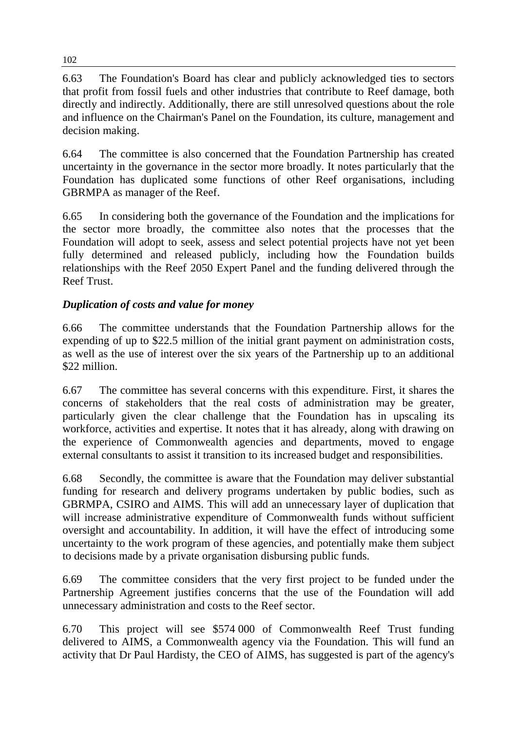6.63 The Foundation's Board has clear and publicly acknowledged ties to sectors that profit from fossil fuels and other industries that contribute to Reef damage, both directly and indirectly. Additionally, there are still unresolved questions about the role and influence on the Chairman's Panel on the Foundation, its culture, management and decision making.

6.64 The committee is also concerned that the Foundation Partnership has created uncertainty in the governance in the sector more broadly. It notes particularly that the Foundation has duplicated some functions of other Reef organisations, including GBRMPA as manager of the Reef.

6.65 In considering both the governance of the Foundation and the implications for the sector more broadly, the committee also notes that the processes that the Foundation will adopt to seek, assess and select potential projects have not yet been fully determined and released publicly, including how the Foundation builds relationships with the Reef 2050 Expert Panel and the funding delivered through the Reef Trust.

### *Duplication of costs and value for money*

6.66 The committee understands that the Foundation Partnership allows for the expending of up to \$22.5 million of the initial grant payment on administration costs, as well as the use of interest over the six years of the Partnership up to an additional \$22 million.

6.67 The committee has several concerns with this expenditure. First, it shares the concerns of stakeholders that the real costs of administration may be greater, particularly given the clear challenge that the Foundation has in upscaling its workforce, activities and expertise. It notes that it has already, along with drawing on the experience of Commonwealth agencies and departments, moved to engage external consultants to assist it transition to its increased budget and responsibilities.

6.68 Secondly, the committee is aware that the Foundation may deliver substantial funding for research and delivery programs undertaken by public bodies, such as GBRMPA, CSIRO and AIMS. This will add an unnecessary layer of duplication that will increase administrative expenditure of Commonwealth funds without sufficient oversight and accountability. In addition, it will have the effect of introducing some uncertainty to the work program of these agencies, and potentially make them subject to decisions made by a private organisation disbursing public funds.

6.69 The committee considers that the very first project to be funded under the Partnership Agreement justifies concerns that the use of the Foundation will add unnecessary administration and costs to the Reef sector.

6.70 This project will see \$574 000 of Commonwealth Reef Trust funding delivered to AIMS, a Commonwealth agency via the Foundation. This will fund an activity that Dr Paul Hardisty, the CEO of AIMS, has suggested is part of the agency's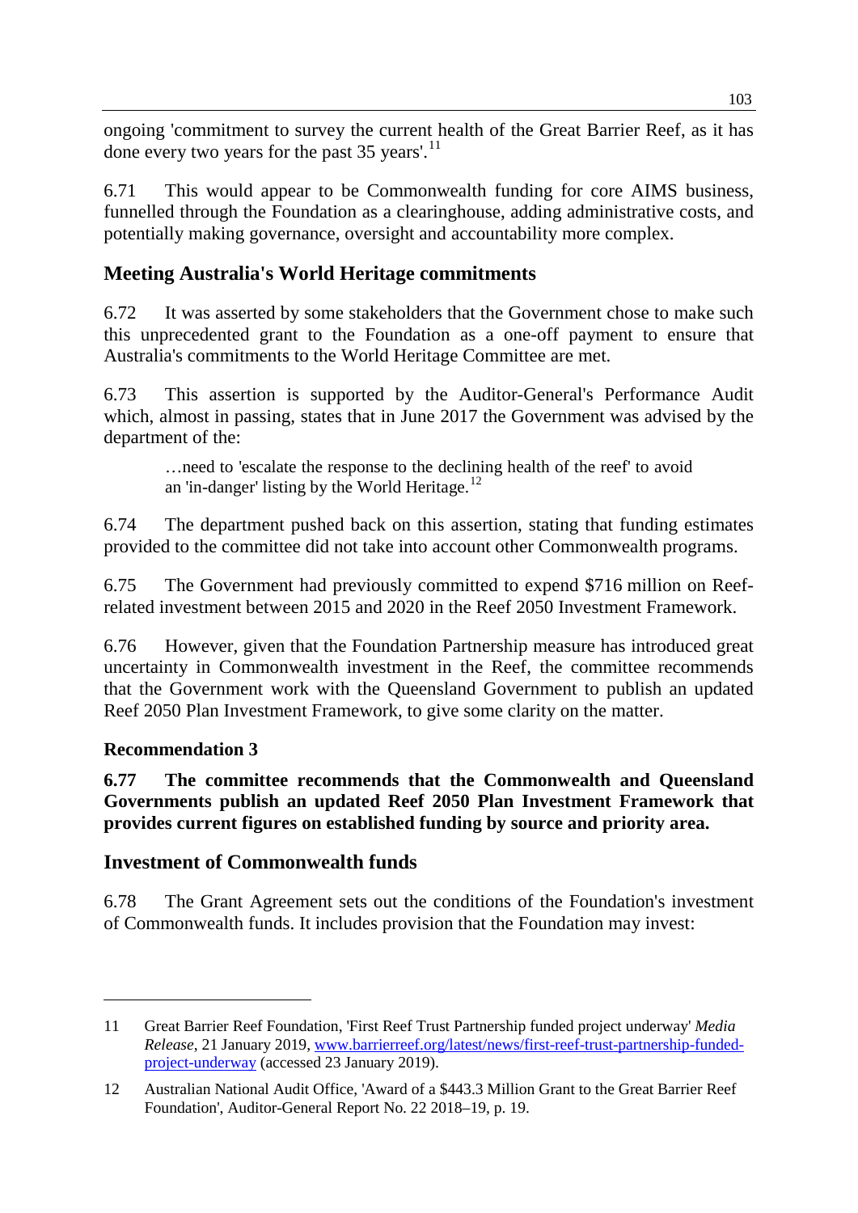ongoing 'commitment to survey the current health of the Great Barrier Reef, as it has done every two years for the past 35 years'.[11]

6.71 This would appear to be Commonwealth funding for core AIMS business, funnelled through the Foundation as a clearinghouse, adding administrative costs, and potentially making governance, oversight and accountability more complex.

## Meeting Australia's World Heritage commitments

6.72 It was asserted by some stakeholders that the Government chose to make such this unprecedented grant to the Foundation as a one-off payment to ensure that Australia's commitments to the World Heritage Committee are met.

6.73 This assertion is supported by the Auditor-General's Performance Audit which, almost in passing, states that in June 2017 the Government was advised by the department of the:

> …need to 'escalate the response to the declining health of the reef' to avoid an 'in-danger' listing by the World Heritage.[12]

6.74 The department pushed back on this assertion, stating that funding estimates provided to the committee did not take into account other Commonwealth programs.

6.75 The Government had previously committed to expend $716 million on Reef-related investment between 2015 and 2020 in the Reef 2050 Investment Framework.

6.76 However, given that the Foundation Partnership measure has introduced great uncertainty in Commonwealth investment in the Reef, the committee recommends that the Government work with the Queensland Government to publish an updated Reef 2050 Plan Investment Framework, to give some clarity on the matter.

### Recommendation 3

**6.77 The committee recommends that the Commonwealth and Queensland Governments publish an updated Reef 2050 Plan Investment Framework that provides current figures on established funding by source and priority area.**

## Investment of Commonwealth funds

6.78 The Grant Agreement sets out the conditions of the Foundation's investment of Commonwealth funds. It includes provision that the Foundation may invest:

---

11 Great Barrier Reef Foundation, 'First Reef Trust Partnership funded project underway' *Media Release*, 21 January 2019, www.barrierreef.org/latest/news/first-reef-trust-partnership-funded-project-underway (accessed 23 January 2019).

12 Australian National Audit Office, 'Award of a $443.3 Million Grant to the Great Barrier Reef Foundation', Auditor-General Report No. 22 2018–19, p. 19.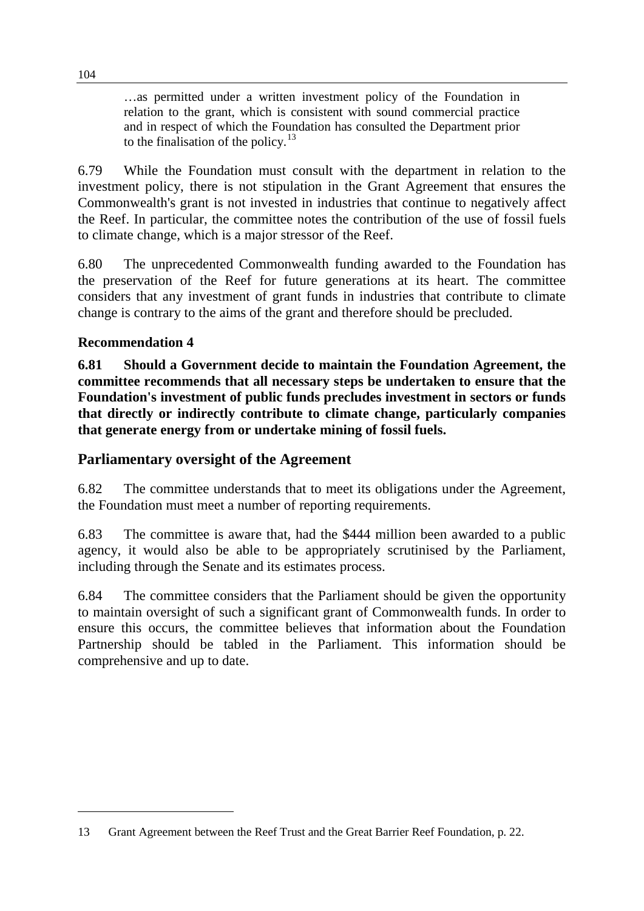> …as permitted under a written investment policy of the Foundation in relation to the grant, which is consistent with sound commercial practice and in respect of which the Foundation has consulted the Department prior to the finalisation of the policy.[13]

6.79 While the Foundation must consult with the department in relation to the investment policy, there is not stipulation in the Grant Agreement that ensures the Commonwealth's grant is not invested in industries that continue to negatively affect the Reef. In particular, the committee notes the contribution of the use of fossil fuels to climate change, which is a major stressor of the Reef.

6.80 The unprecedented Commonwealth funding awarded to the Foundation has the preservation of the Reef for future generations at its heart. The committee considers that any investment of grant funds in industries that contribute to climate change is contrary to the aims of the grant and therefore should be precluded.

**Recommendation 4**

**6.81 Should a Government decide to maintain the Foundation Agreement, the committee recommends that all necessary steps be undertaken to ensure that the Foundation's investment of public funds precludes investment in sectors or funds that directly or indirectly contribute to climate change, particularly companies that generate energy from or undertake mining of fossil fuels.**

## Parliamentary oversight of the Agreement

6.82 The committee understands that to meet its obligations under the Agreement, the Foundation must meet a number of reporting requirements.

6.83 The committee is aware that, had the $444 million been awarded to a public agency, it would also be able to be appropriately scrutinised by the Parliament, including through the Senate and its estimates process.

6.84 The committee considers that the Parliament should be given the opportunity to maintain oversight of such a significant grant of Commonwealth funds. In order to ensure this occurs, the committee believes that information about the Foundation Partnership should be tabled in the Parliament. This information should be comprehensive and up to date.

---

13 Grant Agreement between the Reef Trust and the Great Barrier Reef Foundation, p. 22.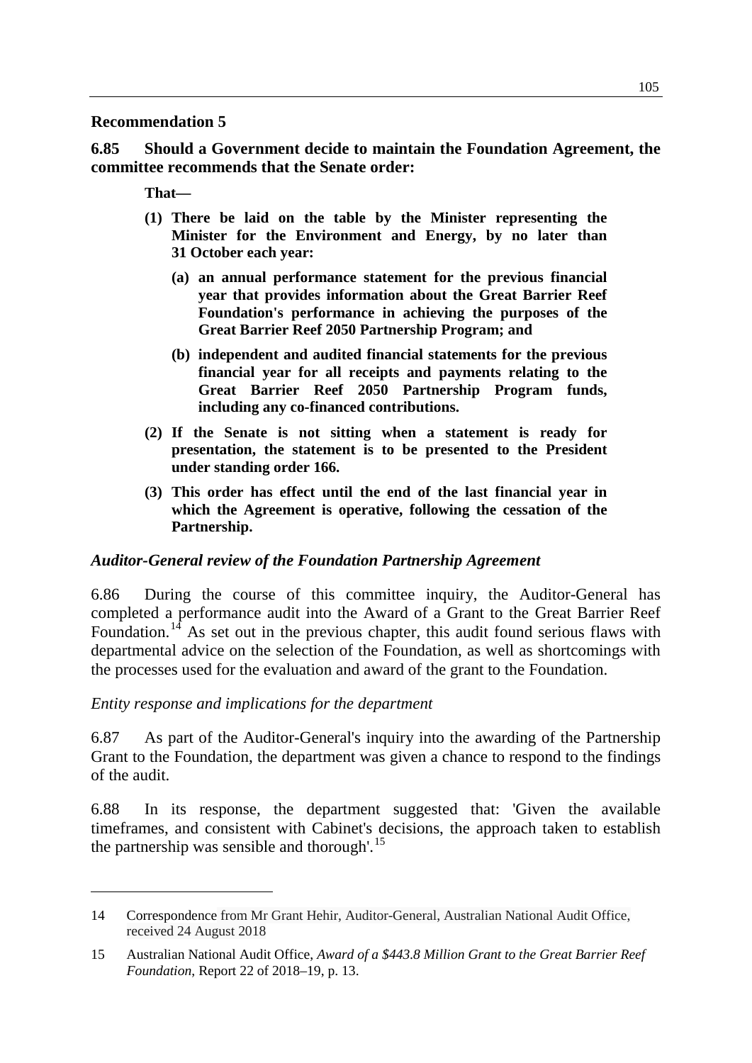**Recommendation 5**

**6.85 Should a Government decide to maintain the Foundation Agreement, the committee recommends that the Senate order:**

**That—**

**(1) There be laid on the table by the Minister representing the Minister for the Environment and Energy, by no later than 31 October each year:**

**(a) an annual performance statement for the previous financial year that provides information about the Great Barrier Reef Foundation's performance in achieving the purposes of the Great Barrier Reef 2050 Partnership Program; and**

**(b) independent and audited financial statements for the previous financial year for all receipts and payments relating to the Great Barrier Reef 2050 Partnership Program funds, including any co-financed contributions.**

**(2) If the Senate is not sitting when a statement is ready for presentation, the statement is to be presented to the President under standing order 166.**

**(3) This order has effect until the end of the last financial year in which the Agreement is operative, following the cessation of the Partnership.**

### *Auditor-General review of the Foundation Partnership Agreement*

6.86 During the course of this committee inquiry, the Auditor-General has completed a performance audit into the Award of a Grant to the Great Barrier Reef Foundation.[14] As set out in the previous chapter, this audit found serious flaws with departmental advice on the selection of the Foundation, as well as shortcomings with the processes used for the evaluation and award of the grant to the Foundation.

#### *Entity response and implications for the department*

6.87 As part of the Auditor-General's inquiry into the awarding of the Partnership Grant to the Foundation, the department was given a chance to respond to the findings of the audit.

6.88 In its response, the department suggested that: 'Given the available timeframes, and consistent with Cabinet's decisions, the approach taken to establish the partnership was sensible and thorough'.[15]

---

14 Correspondence from Mr Grant Hehir, Auditor-General, Australian National Audit Office, received 24 August 2018

15 Australian National Audit Office, *Award of a $443.8 Million Grant to the Great Barrier Reef Foundation*, Report 22 of 2018–19, p. 13.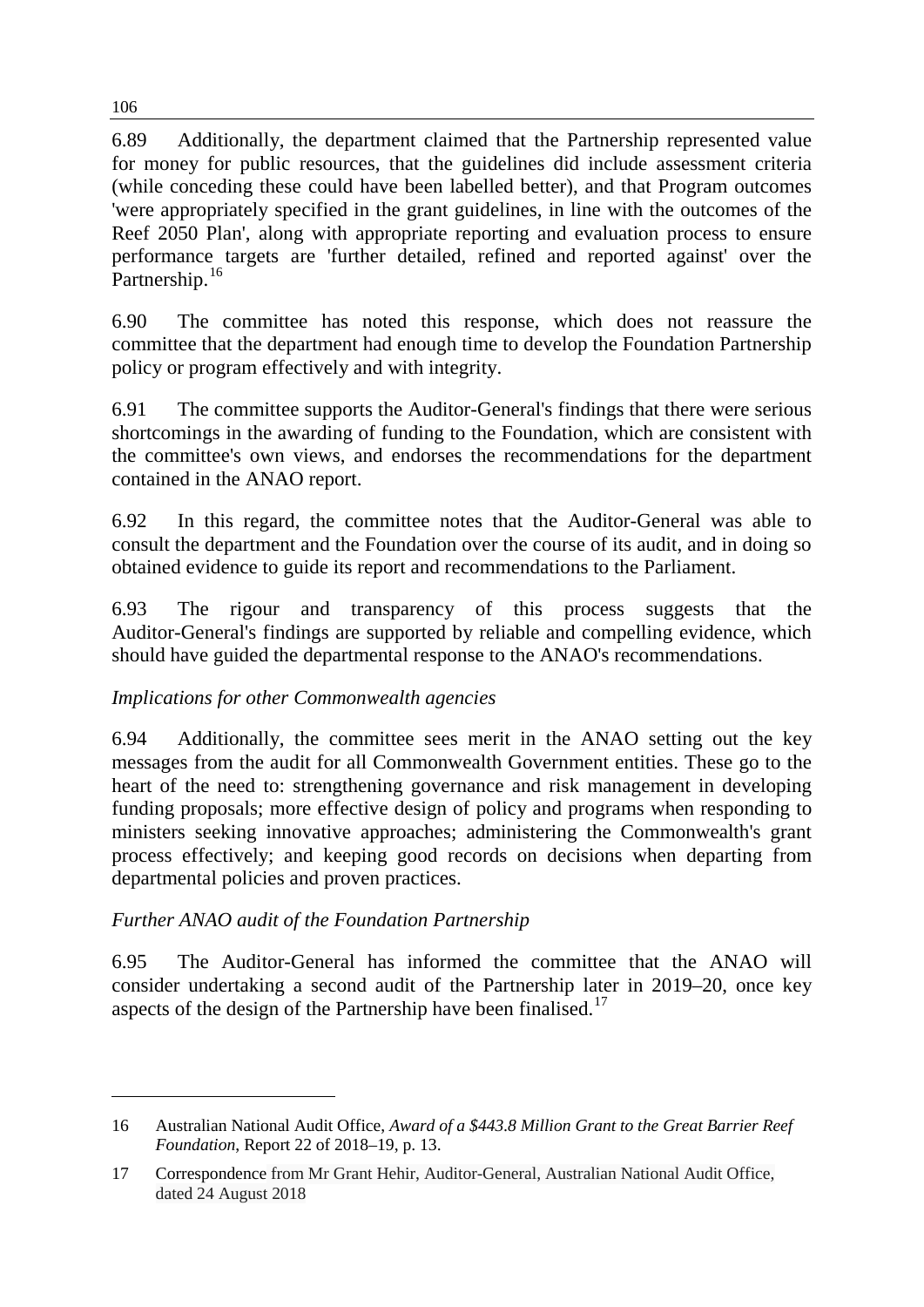6.89 Additionally, the department claimed that the Partnership represented value for money for public resources, that the guidelines did include assessment criteria (while conceding these could have been labelled better), and that Program outcomes 'were appropriately specified in the grant guidelines, in line with the outcomes of the Reef 2050 Plan', along with appropriate reporting and evaluation process to ensure performance targets are 'further detailed, refined and reported against' over the Partnership.[16]

6.90 The committee has noted this response, which does not reassure the committee that the department had enough time to develop the Foundation Partnership policy or program effectively and with integrity.

6.91 The committee supports the Auditor-General's findings that there were serious shortcomings in the awarding of funding to the Foundation, which are consistent with the committee's own views, and endorses the recommendations for the department contained in the ANAO report.

6.92 In this regard, the committee notes that the Auditor-General was able to consult the department and the Foundation over the course of its audit, and in doing so obtained evidence to guide its report and recommendations to the Parliament.

6.93 The rigour and transparency of this process suggests that the Auditor-General's findings are supported by reliable and compelling evidence, which should have guided the departmental response to the ANAO's recommendations.

*Implications for other Commonwealth agencies*

6.94 Additionally, the committee sees merit in the ANAO setting out the key messages from the audit for all Commonwealth Government entities. These go to the heart of the need to: strengthening governance and risk management in developing funding proposals; more effective design of policy and programs when responding to ministers seeking innovative approaches; administering the Commonwealth's grant process effectively; and keeping good records on decisions when departing from departmental policies and proven practices.

*Further ANAO audit of the Foundation Partnership*

6.95 The Auditor-General has informed the committee that the ANAO will consider undertaking a second audit of the Partnership later in 2019–20, once key aspects of the design of the Partnership have been finalised.[17]

---

16 Australian National Audit Office, *Award of a $443.8 Million Grant to the Great Barrier Reef Foundation*, Report 22 of 2018–19, p. 13.

17 Correspondence from Mr Grant Hehir, Auditor-General, Australian National Audit Office, dated 24 August 2018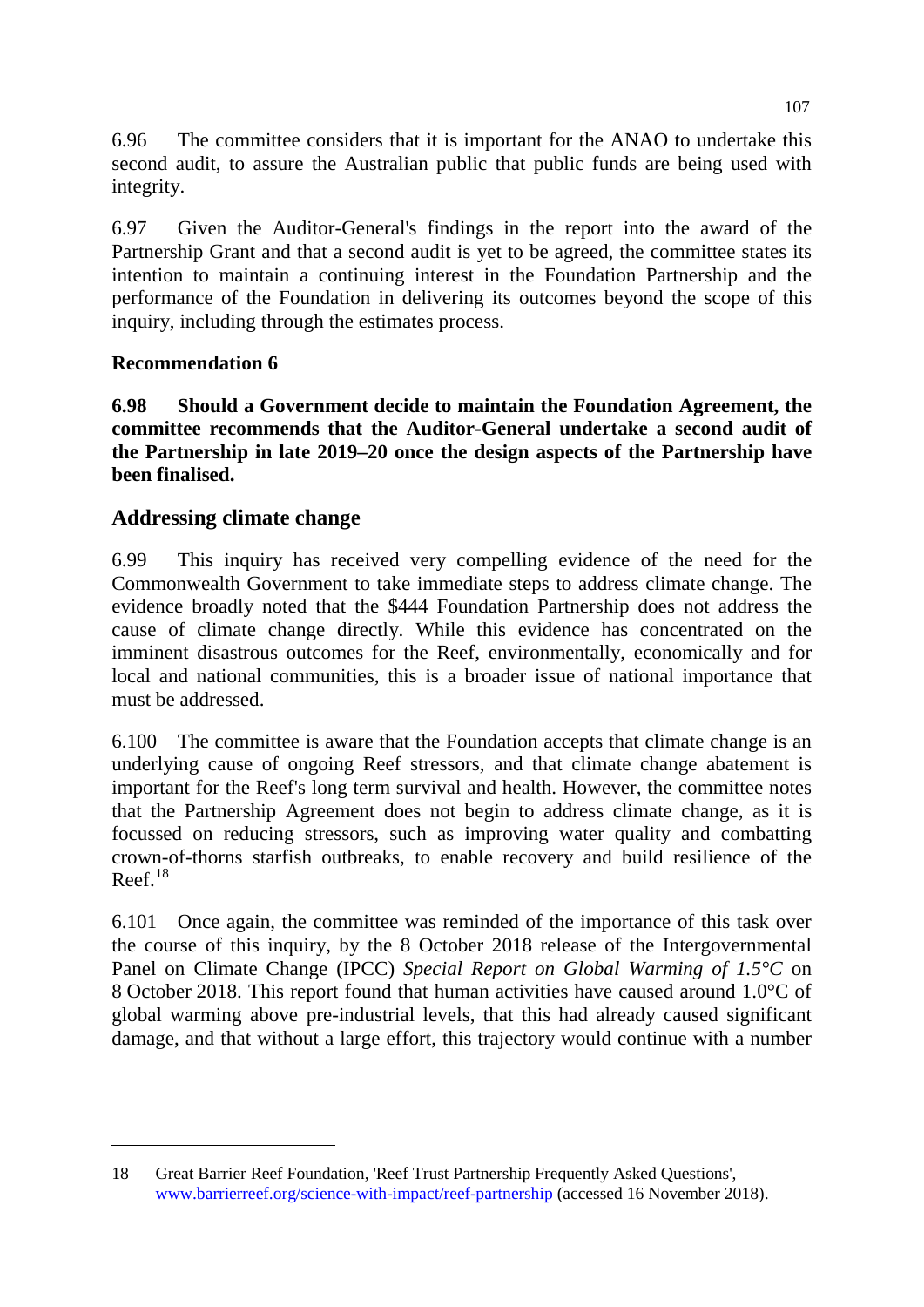6.96 The committee considers that it is important for the ANAO to undertake this second audit, to assure the Australian public that public funds are being used with integrity.

6.97 Given the Auditor-General's findings in the report into the award of the Partnership Grant and that a second audit is yet to be agreed, the committee states its intention to maintain a continuing interest in the Foundation Partnership and the performance of the Foundation in delivering its outcomes beyond the scope of this inquiry, including through the estimates process.

**Recommendation 6**

**6.98 Should a Government decide to maintain the Foundation Agreement, the committee recommends that the Auditor-General undertake a second audit of the Partnership in late 2019–20 once the design aspects of the Partnership have been finalised.**

## Addressing climate change

6.99 This inquiry has received very compelling evidence of the need for the Commonwealth Government to take immediate steps to address climate change. The evidence broadly noted that the $444 Foundation Partnership does not address the cause of climate change directly. While this evidence has concentrated on the imminent disastrous outcomes for the Reef, environmentally, economically and for local and national communities, this is a broader issue of national importance that must be addressed.

6.100 The committee is aware that the Foundation accepts that climate change is an underlying cause of ongoing Reef stressors, and that climate change abatement is important for the Reef's long term survival and health. However, the committee notes that the Partnership Agreement does not begin to address climate change, as it is focussed on reducing stressors, such as improving water quality and combatting crown-of-thorns starfish outbreaks, to enable recovery and build resilience of the Reef.[18]

6.101 Once again, the committee was reminded of the importance of this task over the course of this inquiry, by the 8 October 2018 release of the Intergovernmental Panel on Climate Change (IPCC) *Special Report on Global Warming of 1.5°C* on 8 October 2018. This report found that human activities have caused around 1.0°C of global warming above pre-industrial levels, that this had already caused significant damage, and that without a large effort, this trajectory would continue with a number

18 Great Barrier Reef Foundation, 'Reef Trust Partnership Frequently Asked Questions', www.barrierreef.org/science-with-impact/reef-partnership (accessed 16 November 2018).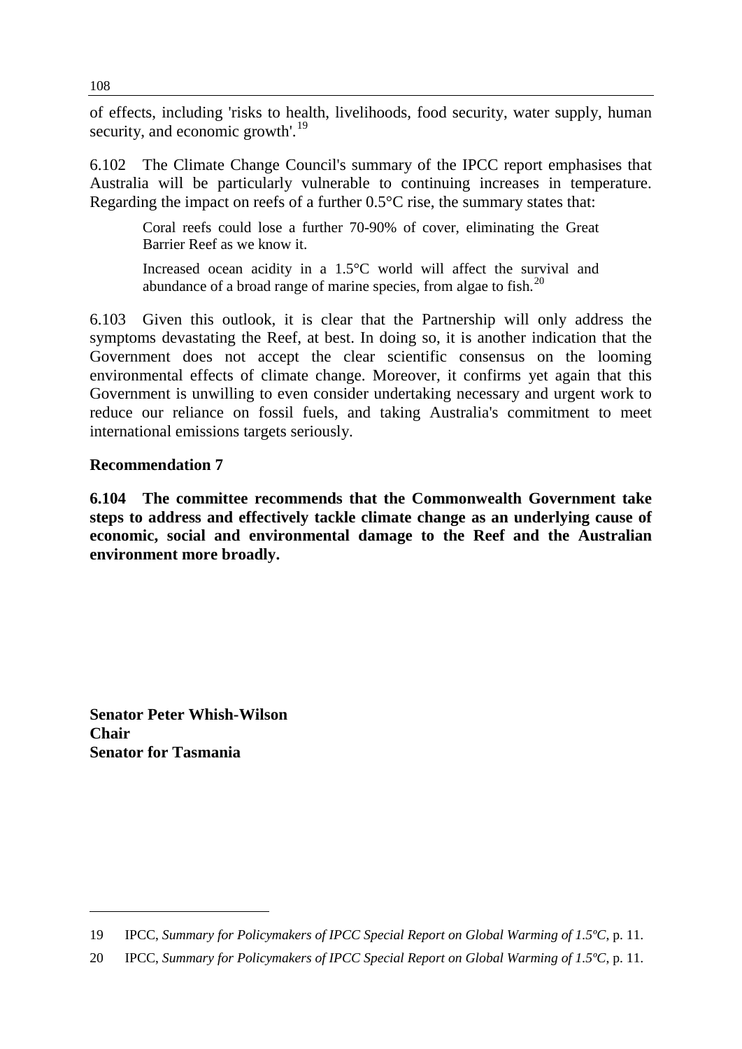of effects, including 'risks to health, livelihoods, food security, water supply, human security, and economic growth'.[19]

6.102 The Climate Change Council's summary of the IPCC report emphasises that Australia will be particularly vulnerable to continuing increases in temperature. Regarding the impact on reefs of a further 0.5°C rise, the summary states that:

> Coral reefs could lose a further 70-90% of cover, eliminating the Great Barrier Reef as we know it.
>
> Increased ocean acidity in a 1.5°C world will affect the survival and abundance of a broad range of marine species, from algae to fish.[20]

6.103 Given this outlook, it is clear that the Partnership will only address the symptoms devastating the Reef, at best. In doing so, it is another indication that the Government does not accept the clear scientific consensus on the looming environmental effects of climate change. Moreover, it confirms yet again that this Government is unwilling to even consider undertaking necessary and urgent work to reduce our reliance on fossil fuels, and taking Australia's commitment to meet international emissions targets seriously.

### Recommendation 7

**6.104 The committee recommends that the Commonwealth Government take steps to address and effectively tackle climate change as an underlying cause of economic, social and environmental damage to the Reef and the Australian environment more broadly.**

**Senator Peter Whish-Wilson**
**Chair**
**Senator for Tasmania**

---

19 IPCC, *Summary for Policymakers of IPCC Special Report on Global Warming of 1.5ºC*, p. 11.

20 IPCC, *Summary for Policymakers of IPCC Special Report on Global Warming of 1.5ºC*, p. 11.